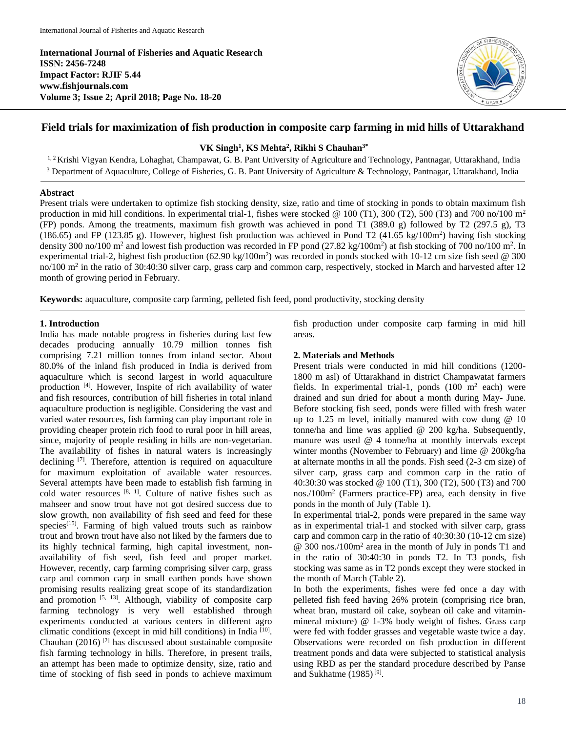International Journal of Fisheries and Aquatic Research
ISSN: 2456-7248
Impact Factor: RJIF 5.44
www.fishjournals.com
Volume 3; Issue 2; April 2018; Page No. 18-20

# Field trials for maximization of fish production in composite carp farming in mid hills of Uttarakhand

**VK Singh[1], KS Mehta[2], Rikhi S Chauhan[3*]**

[1, 2] Krishi Vigyan Kendra, Lohaghat, Champawat, G. B. Pant University of Agriculture and Technology, Pantnagar, Uttarakhand, India
[3] Department of Aquaculture, College of Fisheries, G. B. Pant University of Agriculture & Technology, Pantnagar, Uttarakhand, India

## Abstract

Present trials were undertaken to optimize fish stocking density, size, ratio and time of stocking in ponds to obtain maximum fish production in mid hill conditions. In experimental trial-1, fishes were stocked @ 100 (T1), 300 (T2), 500 (T3) and 700 no/100 $m^2$ (FP) ponds. Among the treatments, maximum fish growth was achieved in pond T1 (389.0 g) followed by T2 (297.5 g), T3 (186.65) and FP (123.85 g). However, highest fish production was achieved in Pond T2 (41.65 kg/100$m^2$) having fish stocking density 300 no/100 $m^2$ and lowest fish production was recorded in FP pond (27.82 kg/100$m^2$) at fish stocking of 700 no/100 $m^2$. In experimental trial-2, highest fish production (62.90 kg/100$m^2$) was recorded in ponds stocked with 10-12 cm size fish seed @ 300 no/100 $m^2$ in the ratio of 30:40:30 silver carp, grass carp and common carp, respectively, stocked in March and harvested after 12 month of growing period in February.

**Keywords:** aquaculture, composite carp farming, pelleted fish feed, pond productivity, stocking density

## 1. Introduction

India has made notable progress in fisheries during last few decades producing annually 10.79 million tonnes fish comprising 7.21 million tonnes from inland sector. About 80.0% of the inland fish produced in India is derived from aquaculture which is second largest in world aquaculture production [4]. However, Inspite of rich availability of water and fish resources, contribution of hill fisheries in total inland aquaculture production is negligible. Considering the vast and varied water resources, fish farming can play important role in providing cheaper protein rich food to rural poor in hill areas, since, majority of people residing in hills are non-vegetarian. The availability of fishes in natural waters is increasingly declining [7]. Therefore, attention is required on aquaculture for maximum exploitation of available water resources. Several attempts have been made to establish fish farming in cold water resources [8, 1]. Culture of native fishes such as mahseer and snow trout have not got desired success due to slow growth, non availability of fish seed and feed for these species(15). Farming of high valued trouts such as rainbow trout and brown trout have also not liked by the farmers due to its highly technical farming, high capital investment, non-availability of fish seed, fish feed and proper market. However, recently, carp farming comprising silver carp, grass carp and common carp in small earthen ponds have shown promising results realizing great scope of its standardization and promotion [5, 13]. Although, viability of composite carp farming technology is very well established through experiments conducted at various centers in different agro climatic conditions (except in mid hill conditions) in India [10]. Chauhan (2016) [2] has discussed about sustainable composite fish farming technology in hills. Therefore, in present trails, an attempt has been made to optimize density, size, ratio and time of stocking of fish seed in ponds to achieve maximum fish production under composite carp farming in mid hill areas.

## 2. Materials and Methods

Present trials were conducted in mid hill conditions (1200-1800 m asl) of Uttarakhand in district Champawatat farmers fields. In experimental trial-1, ponds (100 $m^2$ each) were drained and sun dried for about a month during May- June. Before stocking fish seed, ponds were filled with fresh water up to 1.25 m level, initially manured with cow dung @ 10 tonne/ha and lime was applied @ 200 kg/ha. Subsequently, manure was used @ 4 tonne/ha at monthly intervals except winter months (November to February) and lime @ 200kg/ha at alternate months in all the ponds. Fish seed (2-3 cm size) of silver carp, grass carp and common carp in the ratio of 40:30:30 was stocked @ 100 (T1), 300 (T2), 500 (T3) and 700 nos./100$m^2$ (Farmers practice-FP) area, each density in five ponds in the month of July (Table 1).

In experimental trial-2, ponds were prepared in the same way as in experimental trial-1 and stocked with silver carp, grass carp and common carp in the ratio of 40:30:30 (10-12 cm size) @ 300 nos./100$m^2$ area in the month of July in ponds T1 and in the ratio of 30:40:30 in ponds T2. In T3 ponds, fish stocking was same as in T2 ponds except they were stocked in the month of March (Table 2).

In both the experiments, fishes were fed once a day with pelleted fish feed having 26% protein (comprising rice bran, wheat bran, mustard oil cake, soybean oil cake and vitamin-mineral mixture) @ 1-3% body weight of fishes. Grass carp were fed with fodder grasses and vegetable waste twice a day. Observations were recorded on fish production in different treatment ponds and data were subjected to statistical analysis using RBD as per the standard procedure described by Panse and Sukhatme (1985) [9].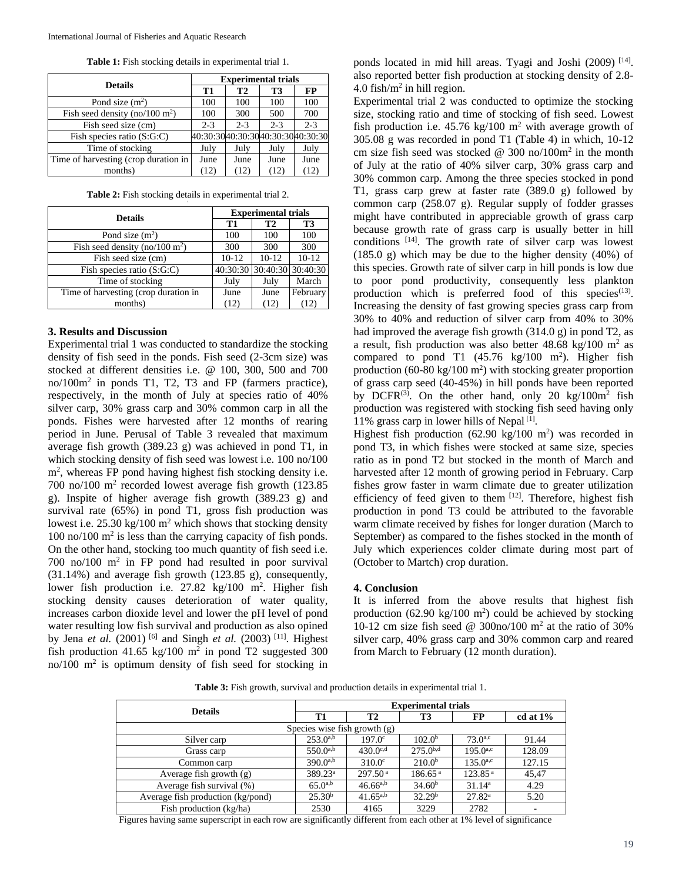**Table 1:** Fish stocking details in experimental trial 1.

| Details | Experimental trials | | | |
|---|---|---|---|---|
| | T1 | T2 | T3 | FP |
| Pond size ($m^2$) | 100 | 100 | 100 | 100 |
| Fish seed density (no/100 $m^2$) | 100 | 300 | 500 | 700 |
| Fish seed size (cm) | 2-3 | 2-3 | 2-3 | 2-3 |
| Fish species ratio (S:G:C) | 40:30:30 | 40:30:30 | 40:30:30 | 40:30:30 |
| Time of stocking | July | July | July | July |
| Time of harvesting (crop duration in months) | June (12) | June (12) | June (12) | June (12) |

**Table 2:** Fish stocking details in experimental trial 2.

| Details | Experimental trials | | |
|---|---|---|---|
| | T1 | T2 | T3 |
| Pond size ($m^2$) | 100 | 100 | 100 |
| Fish seed density (no/100 $m^2$) | 300 | 300 | 300 |
| Fish seed size (cm) | 10-12 | 10-12 | 10-12 |
| Fish species ratio (S:G:C) | 40:30:30 | 30:40:30 | 30:40:30 |
| Time of stocking | July | July | March |
| Time of harvesting (crop duration in months) | June (12) | June (12) | February (12) |

## 3. Results and Discussion

Experimental trial 1 was conducted to standardize the stocking density of fish seed in the ponds. Fish seed (2-3cm size) was stocked at different densities i.e. @ 100, 300, 500 and 700 no/100m$^2$ in ponds T1, T2, T3 and FP (farmers practice), respectively, in the month of July at species ratio of 40% silver carp, 30% grass carp and 30% common carp in all the ponds. Fishes were harvested after 12 months of rearing period in June. Perusal of Table 3 revealed that maximum average fish growth (389.23 g) was achieved in pond T1, in which stocking density of fish seed was lowest i.e. 100 no/100 m$^2$, whereas FP pond having highest fish stocking density i.e. 700 no/100 m$^2$ recorded lowest average fish growth (123.85 g). Inspite of higher average fish growth (389.23 g) and survival rate (65%) in pond T1, gross fish production was lowest i.e. 25.30 kg/100 m$^2$ which shows that stocking density 100 no/100 m$^2$ is less than the carrying capacity of fish ponds. On the other hand, stocking too much quantity of fish seed i.e. 700 no/100 m$^2$ in FP pond had resulted in poor survival (31.14%) and average fish growth (123.85 g), consequently, lower fish production i.e. 27.82 kg/100 m$^2$. Higher fish stocking density causes deterioration of water quality, increases carbon dioxide level and lower the pH level of pond water resulting low fish survival and production as also opined by Jena *et al.* (2001) [6] and Singh *et al.* (2003) [11]. Highest fish production 41.65 kg/100 m$^2$ in pond T2 suggested 300 no/100 m$^2$ is optimum density of fish seed for stocking in ponds located in mid hill areas. Tyagi and Joshi (2009) [14]. also reported better fish production at stocking density of 2.8-4.0 fish/m$^2$ in hill region.

Experimental trial 2 was conducted to optimize the stocking size, stocking ratio and time of stocking of fish seed. Lowest fish production i.e. 45.76 kg/100 m$^2$ with average growth of 305.08 g was recorded in pond T1 (Table 4) in which, 10-12 cm size fish seed was stocked @ 300 no/100m$^2$ in the month of July at the ratio of 40% silver carp, 30% grass carp and 30% common carp. Among the three species stocked in pond T1, grass carp grew at faster rate (389.0 g) followed by common carp (258.07 g). Regular supply of fodder grasses might have contributed in appreciable growth of grass carp because growth rate of grass carp is usually better in hill conditions [14]. The growth rate of silver carp was lowest (185.0 g) which may be due to the higher density (40%) of this species. Growth rate of silver carp in hill ponds is low due to poor pond productivity, consequently less plankton production which is preferred food of this species[13]. Increasing the density of fast growing species grass carp from 30% to 40% and reduction of silver carp from 40% to 30% had improved the average fish growth (314.0 g) in pond T2, as a result, fish production was also better 48.68 kg/100 m$^2$ as compared to pond T1 (45.76 kg/100 m$^2$). Higher fish production (60-80 kg/100 m$^2$) with stocking greater proportion of grass carp seed (40-45%) in hill ponds have been reported by DCFR[3]. On the other hand, only 20 kg/100m$^2$ fish production was registered with stocking fish seed having only 11% grass carp in lower hills of Nepal [1].

Highest fish production (62.90 kg/100 m$^2$) was recorded in pond T3, in which fishes were stocked at same size, species ratio as in pond T2 but stocked in the month of March and harvested after 12 month of growing period in February. Carp fishes grow faster in warm climate due to greater utilization efficiency of feed given to them [12]. Therefore, highest fish production in pond T3 could be attributed to the favorable warm climate received by fishes for longer duration (March to September) as compared to the fishes stocked in the month of July which experiences colder climate during most part of (October to Martch) crop duration.

## 4. Conclusion

It is inferred from the above results that highest fish production (62.90 kg/100 m$^2$) could be achieved by stocking 10-12 cm size fish seed @ 300no/100 m$^2$ at the ratio of 30% silver carp, 40% grass carp and 30% common carp and reared from March to February (12 month duration).

**Table 3:** Fish growth, survival and production details in experimental trial 1.

| Details | Experimental trials | | | | |
|---|---|---|---|---|---|
| | T1 | T2 | T3 | FP | cd at 1% |
| Species wise fish growth (g) | | | | | |
| Silver carp | $253.0^{a,b}$ | $197.0^{c}$ | $102.0^{b}$ | $73.0^{a,c}$ | 91.44 |
| Grass carp | $550.0^{a,b}$ | $430.0^{c,d}$ | $275.0^{b,d}$ | $195.0^{a,c}$ | 128.09 |
| Common carp | $390.0^{a,b}$ | $310.0^{c}$ | $210.0^{b}$ | $135.0^{a,c}$ | 127.15 |
| Average fish growth (g) | $389.23^{a}$ | $297.50^{a}$ | $186.65^{a}$ | $123.85^{a}$ | 45,47 |
| Average fish survival (%) | $65.0^{a,b}$ | $46.66^{a,b}$ | $34.60^{b}$ | $31.14^{a}$ | 4.29 |
| Average fish production (kg/pond) | $25.30^{b}$ | $41.65^{a,b}$ | $32.29^{b}$ | $27.82^{a}$ | 5.20 |
| Fish production (kg/ha) | 2530 | 4165 | 3229 | 2782 | - |

Figures having same superscript in each row are significantly different from each other at 1% level of significance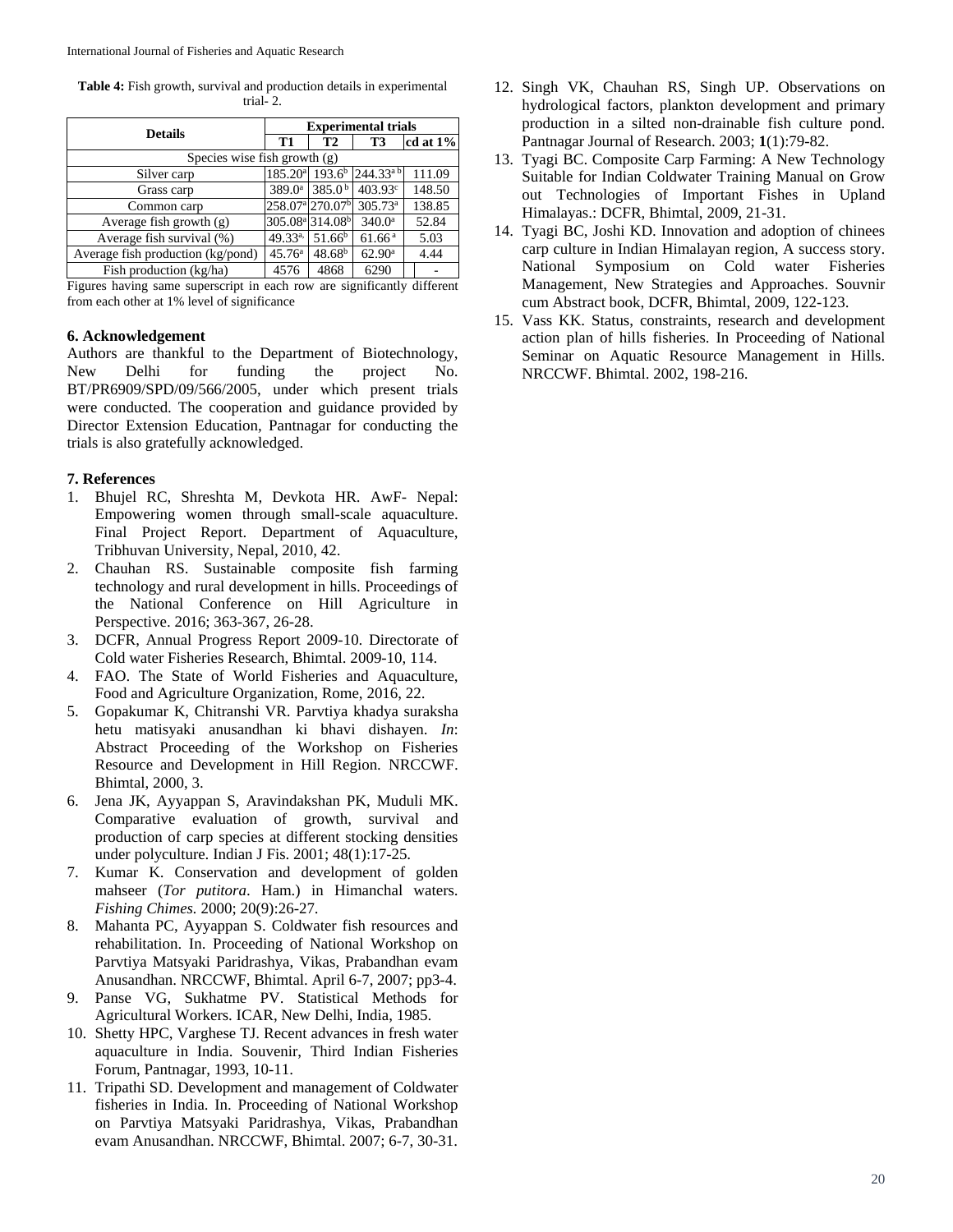**Table 4:** Fish growth, survival and production details in experimental trial- 2.

| Details | Experimental trials | | | |
|---|---|---|---|---|
| | T1 | T2 | T3 | cd at 1% |
| Species wise fish growth (g) | | | | |
| Silver carp | 185.20[a] | 193.6[b] | 244.33[a b] | 111.09 |
| Grass carp | 389.0[a] | 385.0[b] | 403.93[c] | 148.50 |
| Common carp | 258.07[a] | 270.07[b] | 305.73[a] | 138.85 |
| Average fish growth (g) | 305.08[a] | 314.08[b] | 340.0[a] | 52.84 |
| Average fish survival (%) | 49.33[a,] | 51.66[b] | 61.66[a] | 5.03 |
| Average fish production (kg/pond) | 45.76[a] | 48.68[b] | 62.90[a] | 4.44 |
| Fish production (kg/ha) | 4576 | 4868 | 6290 | - |

Figures having same superscript in each row are significantly different from each other at 1% level of significance

## 6. Acknowledgement

Authors are thankful to the Department of Biotechnology, New Delhi for funding the project No. BT/PR6909/SPD/09/566/2005, under which present trials were conducted. The cooperation and guidance provided by Director Extension Education, Pantnagar for conducting the trials is also gratefully acknowledged.

## 7. References

1. Bhujel RC, Shreshta M, Devkota HR. AwF- Nepal: Empowering women through small-scale aquaculture. Final Project Report. Department of Aquaculture, Tribhuvan University, Nepal, 2010, 42.
2. Chauhan RS. Sustainable composite fish farming technology and rural development in hills. Proceedings of the National Conference on Hill Agriculture in Perspective. 2016; 363-367, 26-28.
3. DCFR, Annual Progress Report 2009-10. Directorate of Cold water Fisheries Research, Bhimtal. 2009-10, 114.
4. FAO. The State of World Fisheries and Aquaculture, Food and Agriculture Organization, Rome, 2016, 22.
5. Gopakumar K, Chitranshi VR. Parvtiya khadya suraksha hetu matisyaki anusandhan ki bhavi dishayen. *In*: Abstract Proceeding of the Workshop on Fisheries Resource and Development in Hill Region. NRCCWF. Bhimtal, 2000, 3.
6. Jena JK, Ayyappan S, Aravindakshan PK, Muduli MK. Comparative evaluation of growth, survival and production of carp species at different stocking densities under polyculture. Indian J Fis. 2001; 48(1):17-25.
7. Kumar K. Conservation and development of golden mahseer (*Tor putitora*. Ham.) in Himanchal waters. *Fishing Chimes*. 2000; 20(9):26-27.
8. Mahanta PC, Ayyappan S. Coldwater fish resources and rehabilitation. In. Proceeding of National Workshop on Parvtiya Matsyaki Paridrashya, Vikas, Prabandhan evam Anusandhan. NRCCWF, Bhimtal. April 6-7, 2007; pp3-4.
9. Panse VG, Sukhatme PV. Statistical Methods for Agricultural Workers. ICAR, New Delhi, India, 1985.
10. Shetty HPC, Varghese TJ. Recent advances in fresh water aquaculture in India. Souvenir, Third Indian Fisheries Forum, Pantnagar, 1993, 10-11.
11. Tripathi SD. Development and management of Coldwater fisheries in India. In. Proceeding of National Workshop on Parvtiya Matsyaki Paridrashya, Vikas, Prabandhan evam Anusandhan. NRCCWF, Bhimtal. 2007; 6-7, 30-31.
12. Singh VK, Chauhan RS, Singh UP. Observations on hydrological factors, plankton development and primary production in a silted non-drainable fish culture pond. Pantnagar Journal of Research. 2003; **1**(1):79-82.
13. Tyagi BC. Composite Carp Farming: A New Technology Suitable for Indian Coldwater Training Manual on Grow out Technologies of Important Fishes in Upland Himalayas.: DCFR, Bhimtal, 2009, 21-31.
14. Tyagi BC, Joshi KD. Innovation and adoption of chinees carp culture in Indian Himalayan region, A success story. National Symposium on Cold water Fisheries Management, New Strategies and Approaches. Souvnir cum Abstract book, DCFR, Bhimtal, 2009, 122-123.
15. Vass KK. Status, constraints, research and development action plan of hills fisheries. In Proceeding of National Seminar on Aquatic Resource Management in Hills. NRCCWF. Bhimtal. 2002, 198-216.